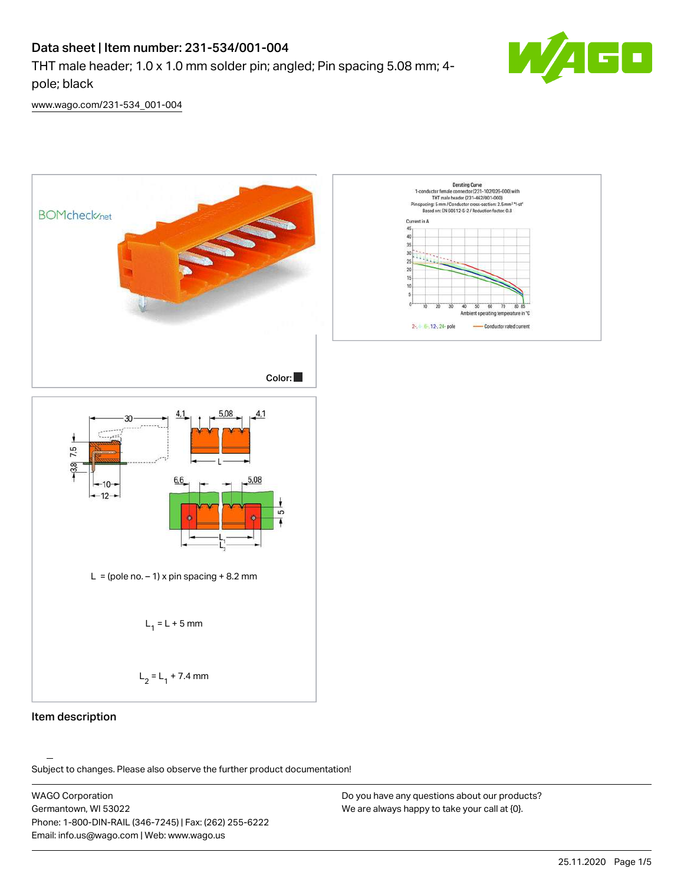# Data sheet | Item number: 231-534/001-004

THT male header; 1.0 x 1.0 mm solder pin; angled; Pin spacing 5.08 mm; 4-pole; black

www.wago.com/231-534_001-004

Color:

L = (pole no. – 1) x pin spacing + 8.2 mm

$L_1$ = L + 5 mm

$L_2$ = $L_1$ + 7.4 mm

## Item description

Subject to changes. Please also observe the further product documentation!

WAGO Corporation
Germantown, WI 53022
Phone: 1-800-DIN-RAIL (346-7245) | Fax: (262) 255-6222
Email: info.us@wago.com | Web: www.wago.us

Do you have any questions about our products?
We are always happy to take your call at {0}.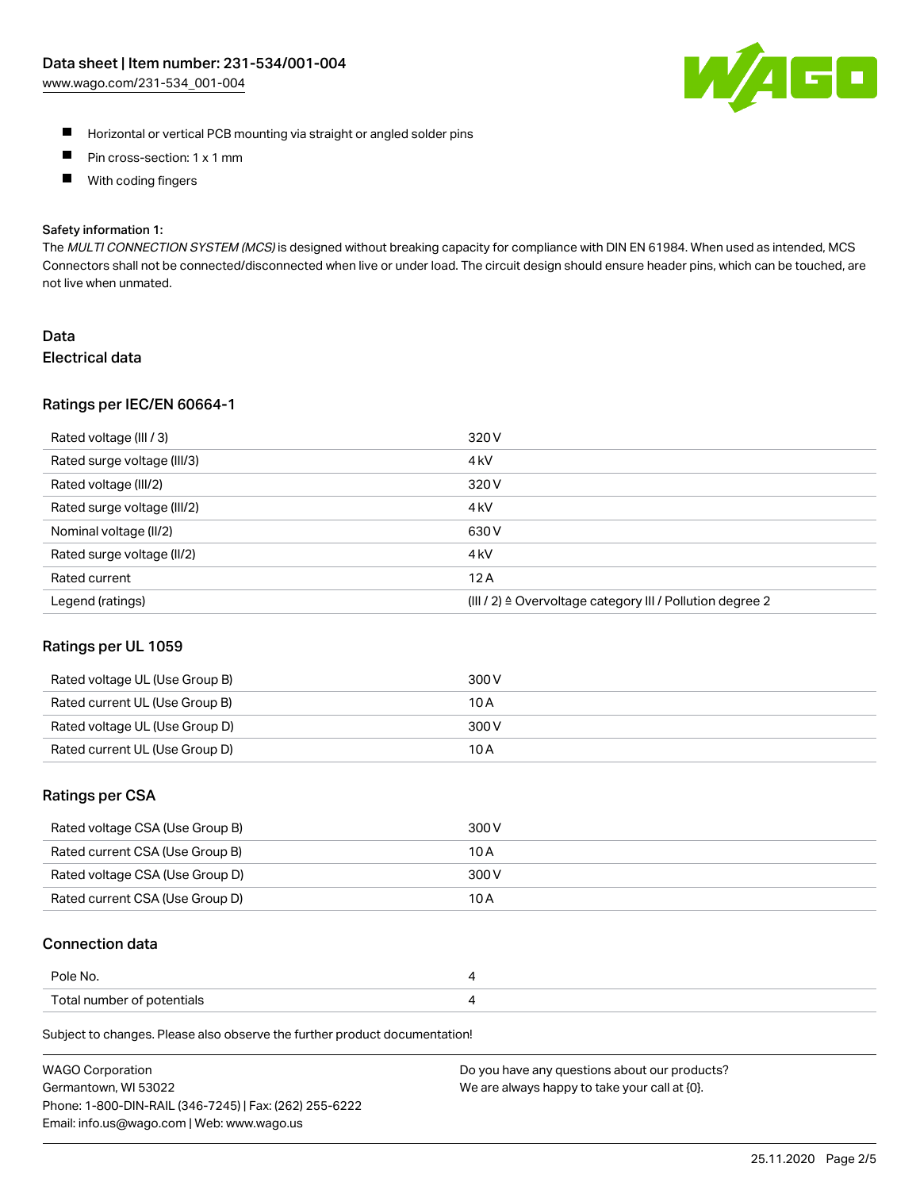- Horizontal or vertical PCB mounting via straight or angled solder pins
- Pin cross-section: 1 x 1 mm
- With coding fingers

Safety information 1:
The *MULTI CONNECTION SYSTEM (MCS)* is designed without breaking capacity for compliance with DIN EN 61984. When used as intended, MCS Connectors shall not be connected/disconnected when live or under load. The circuit design should ensure header pins, which can be touched, are not live when unmated.

# Data

## Electrical data

### Ratings per IEC/EN 60664-1

| | |
|---|---|
| Rated voltage (III / 3) | 320 V |
| Rated surge voltage (III/3) | 4 kV |
| Rated voltage (III/2) | 320 V |
| Rated surge voltage (III/2) | 4 kV |
| Nominal voltage (II/2) | 630 V |
| Rated surge voltage (II/2) | 4 kV |
| Rated current | 12 A |
| Legend (ratings) | (III / 2) ≙ Overvoltage category III / Pollution degree 2 |

### Ratings per UL 1059

| | |
|---|---|
| Rated voltage UL (Use Group B) | 300 V |
| Rated current UL (Use Group B) | 10 A |
| Rated voltage UL (Use Group D) | 300 V |
| Rated current UL (Use Group D) | 10 A |

### Ratings per CSA

| | |
|---|---|
| Rated voltage CSA (Use Group B) | 300 V |
| Rated current CSA (Use Group B) | 10 A |
| Rated voltage CSA (Use Group D) | 300 V |
| Rated current CSA (Use Group D) | 10 A |

### Connection data

| | |
|---|---|
| Pole No. | 4 |
| Total number of potentials | 4 |

Subject to changes. Please also observe the further product documentation!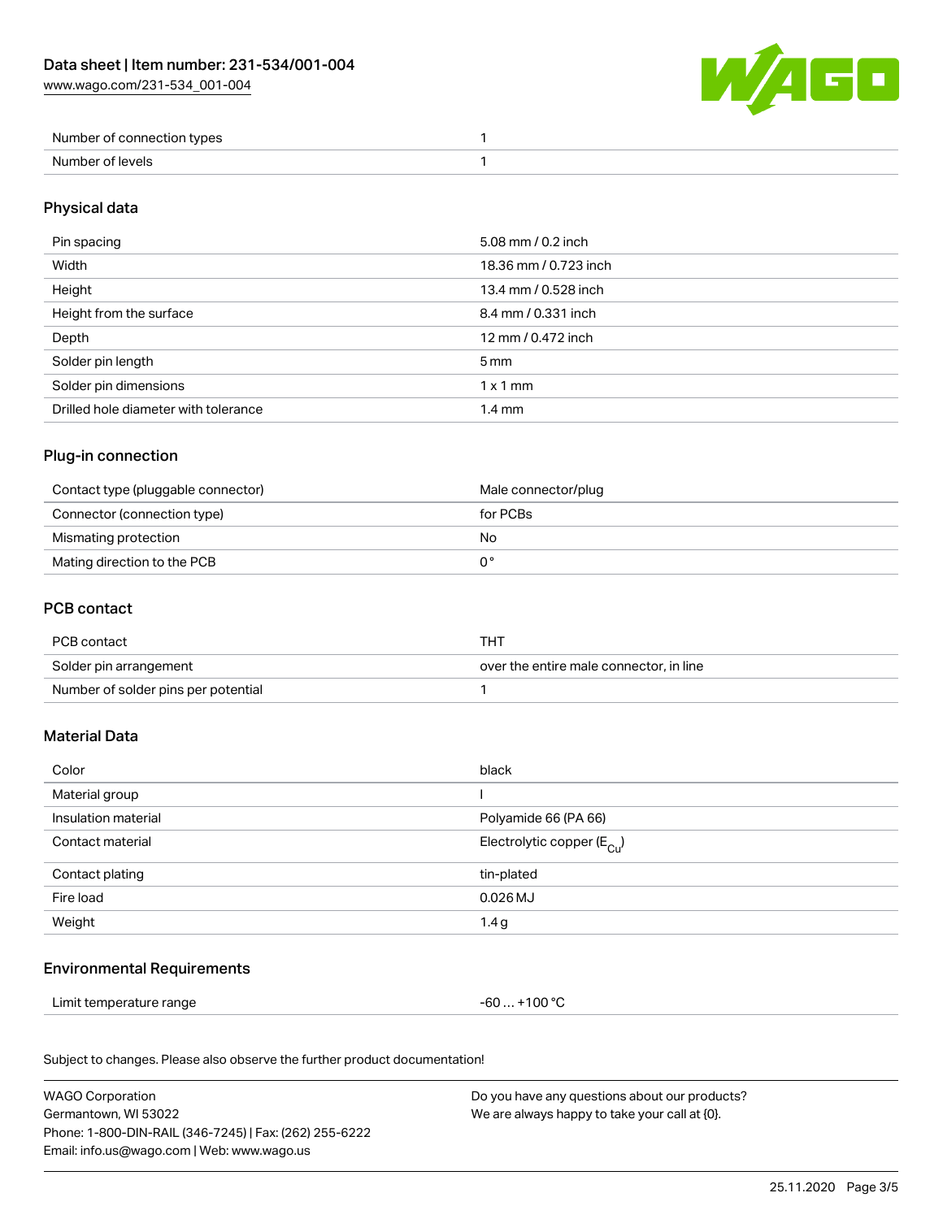| | |
|---|---|
| Number of connection types | 1 |
| Number of levels | 1 |

## Physical data

| | |
|---|---|
| Pin spacing | 5.08 mm / 0.2 inch |
| Width | 18.36 mm / 0.723 inch |
| Height | 13.4 mm / 0.528 inch |
| Height from the surface | 8.4 mm / 0.331 inch |
| Depth | 12 mm / 0.472 inch |
| Solder pin length | 5 mm |
| Solder pin dimensions | 1 x 1 mm |
| Drilled hole diameter with tolerance | 1.4 mm |

## Plug-in connection

| | |
|---|---|
| Contact type (pluggable connector) | Male connector/plug |
| Connector (connection type) | for PCBs |
| Mismating protection | No |
| Mating direction to the PCB | 0 ° |

## PCB contact

| | |
|---|---|
| PCB contact | THT |
| Solder pin arrangement | over the entire male connector, in line |
| Number of solder pins per potential | 1 |

## Material Data

| | |
|---|---|
| Color | black |
| Material group | I |
| Insulation material | Polyamide 66 (PA 66) |
| Contact material | Electrolytic copper ($E_{Cu}$) |
| Contact plating | tin-plated |
| Fire load | 0.026 MJ |
| Weight | 1.4 g |

## Environmental Requirements

| | |
|---|---|
| Limit temperature range | -60 … +100 °C |

Subject to changes. Please also observe the further product documentation!

WAGO Corporation
Germantown, WI 53022
Phone: 1-800-DIN-RAIL (346-7245) | Fax: (262) 255-6222
Email: info.us@wago.com | Web: www.wago.us

Do you have any questions about our products?
We are always happy to take your call at {0}.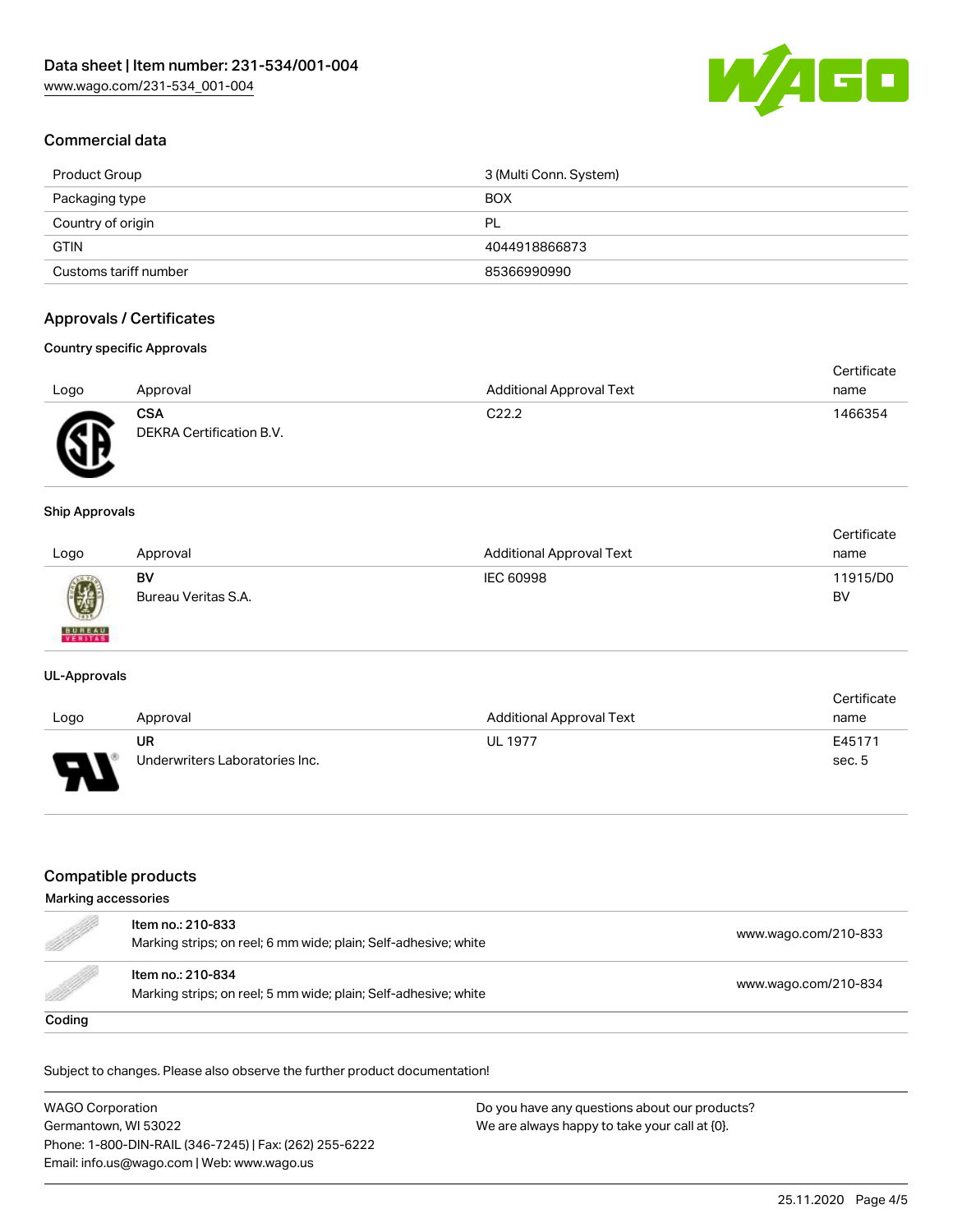## Commercial data

| | |
|---|---|
| Product Group | 3 (Multi Conn. System) |
| Packaging type | BOX |
| Country of origin | PL |
| GTIN | 4044918866873 |
| Customs tariff number | 85366990990 |

## Approvals / Certificates

### Country specific Approvals

| Logo | Approval | Additional Approval Text | Certificate name |
|---|---|---|---|
| | **CSA**<br>DEKRA Certification B.V. | C22.2 | 1466354 |

### Ship Approvals

| Logo | Approval | Additional Approval Text | Certificate name |
|---|---|---|---|
| | **BV**<br>Bureau Veritas S.A. | IEC 60998 | 11915/D0 BV |

### UL-Approvals

| Logo | Approval | Additional Approval Text | Certificate name |
|---|---|---|---|
| | **UR**<br>Underwriters Laboratories Inc. | UL 1977 | E45171 sec. 5 |

## Compatible products

### Marking accessories

| | | |
|---|---|---|
| | Item no.: 210-833<br>Marking strips; on reel; 6 mm wide; plain; Self-adhesive; white | www.wago.com/210-833 |
| | Item no.: 210-834<br>Marking strips; on reel; 5 mm wide; plain; Self-adhesive; white | www.wago.com/210-834 |

### Coding

Subject to changes. Please also observe the further product documentation!

WAGO Corporation
Germantown, WI 53022
Phone: 1-800-DIN-RAIL (346-7245) | Fax: (262) 255-6222
Email: info.us@wago.com | Web: www.wago.us

Do you have any questions about our products?
We are always happy to take your call at {0}.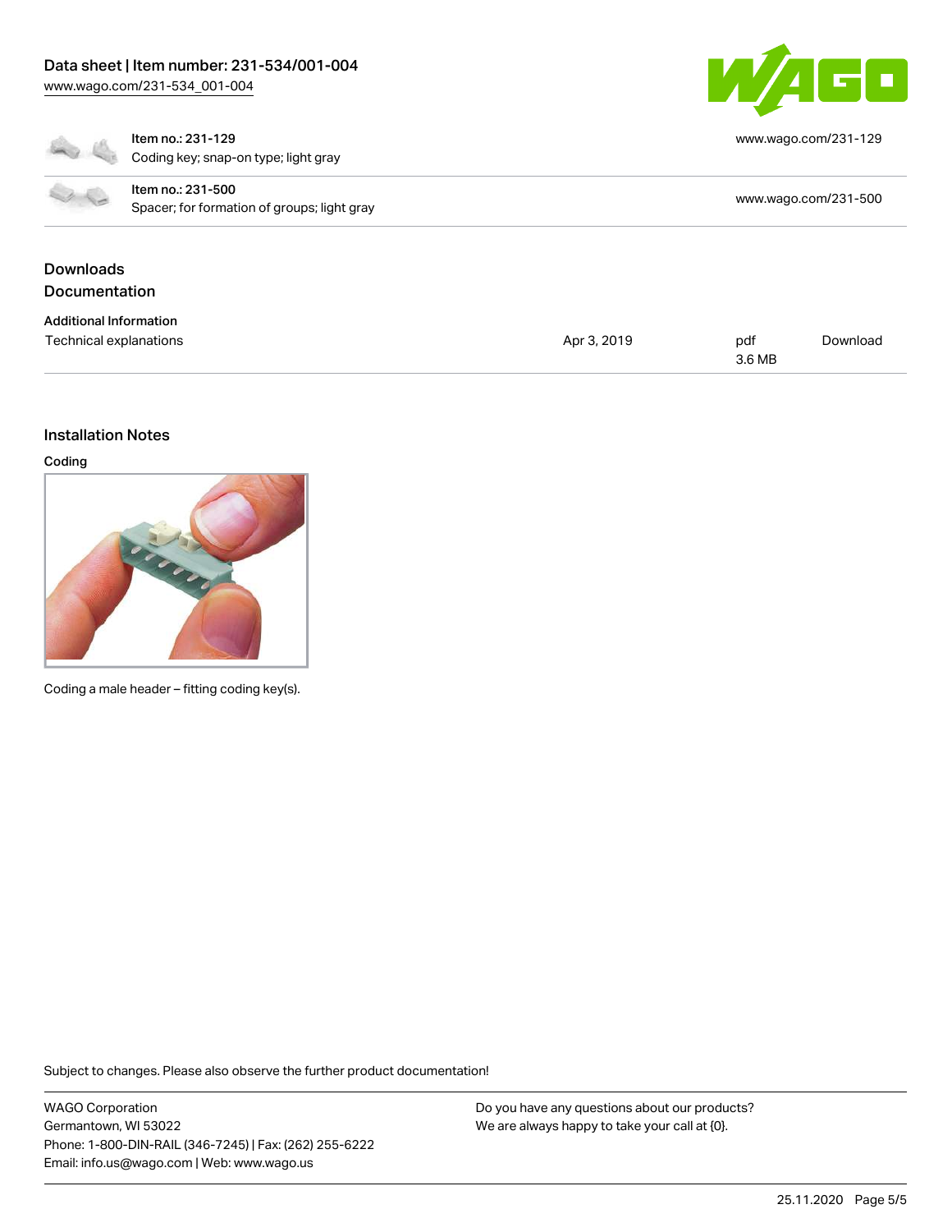| | | |
|---|---|---|
| Item no.: 231-129<br>Coding key; snap-on type; light gray | | www.wago.com/231-129 |
| Item no.: 231-500<br>Spacer; for formation of groups; light gray | | www.wago.com/231-500 |

## Downloads

## Documentation

**Additional Information**

| | | | |
|---|---|---|---|
| Technical explanations | Apr 3, 2019 | pdf<br>3.6 MB | Download |

## Installation Notes

**Coding**

Coding a male header – fitting coding key(s).

Subject to changes. Please also observe the further product documentation!

WAGO Corporation
Germantown, WI 53022
Phone: 1-800-DIN-RAIL (346-7245) | Fax: (262) 255-6222
Email: info.us@wago.com | Web: www.wago.us

Do you have any questions about our products?
We are always happy to take your call at {0}.

25.11.2020